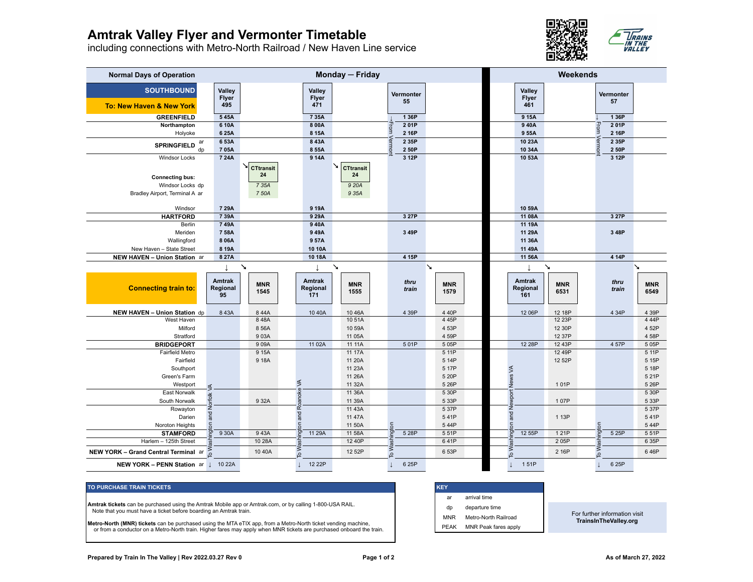# Amtrak Valley Flyer and Vermonter Timetable

including connections with Metro-North Railroad / New Haven Line service

| Normal Days of Operation | | Monday — Friday | | | | | Weekends | |
|---|---|---|---|---|---|---|---|---|
| **SOUTHBOUND** — To: New Haven & New York | | Valley Flyer 495 | CTtransit 24 | Valley Flyer 471 | CTtransit 24 | Vermonter 55 | Valley Flyer 461 | Vermonter 57 |
| **GREENFIELD** | | 5 45A | | 7 35A | | 1 36P (From Vermont) | 9 15A | 1 36P (From Vermont) |
| Northampton | | 6 10A | | 8 00A | | 2 01P | 9 40A | 2 01P |
| Holyoke | | 6 25A | | 8 15A | | 2 16P | 9 55A | 2 16P |
| **SPRINGFIELD** | ar | 6 53A | | 8 43A | | 2 35P | 10 23A | 2 35P |
| | dp | 7 05A | | 8 55A | | 2 50P | 10 34A | 2 50P |
| Windsor Locks | | 7 24A | | 9 14A | | 3 12P | 10 53A | 3 12P |
| Connecting bus: Windsor Locks | dp | | *7 35A* | | *9 20A* | | | |
| Bradley Airport, Terminal A | ar | | *7 50A* | | *9 35A* | | | |
| Windsor | | 7 29A | | 9 19A | | | 10 59A | |
| **HARTFORD** | | 7 39A | | 9 29A | | 3 27P | 11 08A | 3 27P |
| Berlin | | 7 49A | | 9 40A | | | 11 19A | |
| Meriden | | 7 58A | | 9 49A | | 3 49P | 11 29A | 3 48P |
| Wallingford | | 8 06A | | 9 57A | | | 11 36A | |
| New Haven – State Street | | 8 19A | | 10 10A | | | 11 49A | |
| **NEW HAVEN – Union Station** | ar | 8 27A | | 10 18A | | 4 15P | 11 56A | 4 14P |

| Connecting train to: | | Amtrak Regional 95 | MNR 1545 | Amtrak Regional 171 | MNR 1555 | *thru train* | MNR 1579 | Amtrak Regional 161 | MNR 6531 | *thru train* | MNR 6549 |
|---|---|---|---|---|---|---|---|---|---|---|---|
| **NEW HAVEN – Union Station** | dp | 8 43A | 8 44A | 10 40A | 10 46A | 4 39P | 4 40P | 12 06P | 12 18P | 4 34P | 4 39P |
| West Haven | | | 8 48A | | 10 51A | | 4 45P | | 12 23P | | 4 44P |
| Milford | | | 8 56A | | 10 59A | | 4 53P | | 12 30P | | 4 52P |
| Stratford | | | 9 03A | | 11 05A | | 4 59P | | 12 37P | | 4 58P |
| **BRIDGEPORT** | | | 9 09A | 11 02A | 11 11A | 5 01P | 5 05P | 12 28P | 12 43P | 4 57P | 5 05P |
| Fairfield Metro | | | 9 15A | | 11 17A | | 5 11P | | 12 49P | | 5 11P |
| Fairfield | | | 9 18A | | 11 20A | | 5 14P | | 12 52P | | 5 15P |
| Southport | | | | | 11 23A | | 5 17P | | | | 5 18P |
| Green's Farm | | | | | 11 26A | | 5 20P | | | | 5 21P |
| Westport | | | | | 11 32A | | 5 26P | | 1 01P | | 5 26P |
| East Norwalk | | | | | 11 36A | | 5 30P | | | | 5 30P |
| South Norwalk | | | 9 32A | | 11 39A | | 5 33P | | 1 07P | | 5 33P |
| Rowayton | | | | | 11 43A | | 5 37P | | | | 5 37P |
| Darien | | | | | 11 47A | | 5 41P | | 1 13P | | 5 41P |
| Noroton Heights | | | | | 11 50A | | 5 44P | | | | 5 44P |
| **STAMFORD** | | 9 30A | 9 43A | 11 29A | 11 58A | 5 28P | 5 51P | 12 55P | 1 21P | 5 25P | 5 51P |
| Harlem – 125th Street | | | 10 28A | | 12 40P | | 6 41P | | 2 05P | | 6 35P |
| **NEW YORK – Grand Central Terminal** | ar | | 10 40A | | 12 52P | | 6 53P | | 2 16P | | 6 46P |
| **NEW YORK – PENN Station** | ar | 10 22A | | 12 22P | | 6 25P | | 1 51P | | 6 25P | |

Amtrak Regional 95: To Washington and Norfolk VA. Amtrak Regional 171: To Washington and Roanoke VA. Vermonter 55: To Washington. Amtrak Regional 161: To Washington and Newport News VA. Vermonter 57: To Washington.

**TO PURCHASE TRAIN TICKETS**

**Amtrak tickets** can be purchased using the Amtrak Mobile app or Amtrak.com, or by calling 1-800-USA RAIL. Note that you must have a ticket before boarding an Amtrak train.

**Metro-North (MNR) tickets** can be purchased using the MTA eTIX app, from a Metro-North ticket vending machine, or from a conductor on a Metro-North train. Higher fares may apply when MNR tickets are purchased onboard the train.

**KEY**

| | |
|---|---|
| ar | arrival time |
| dp | departure time |
| MNR | Metro-North Railroad |
| PEAK | MNR Peak fares apply |

For further information visit **TrainsInTheValley.org**

Prepared by Train In The Valley | Rev 2022.03.27 Rev 0

As of March 27, 2022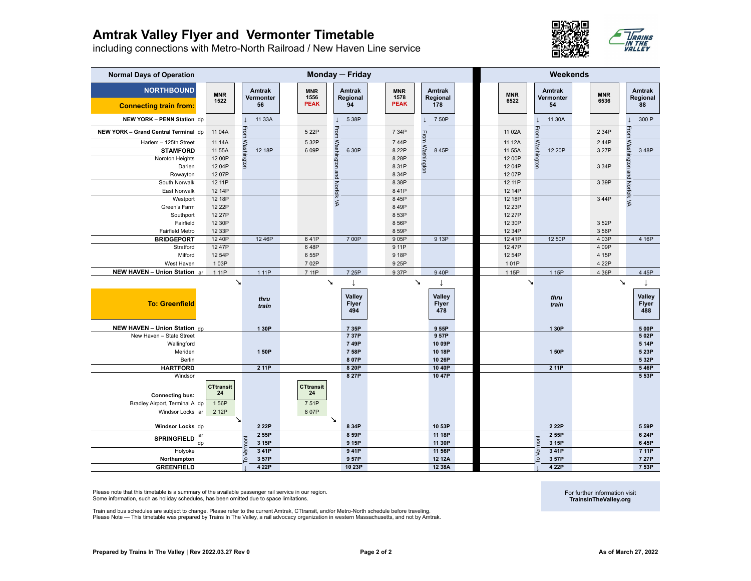# Amtrak Valley Flyer and Vermonter Timetable

including connections with Metro-North Railroad / New Haven Line service

| Normal Days of Operation | Monday — Friday | | | | | | Weekends | | | |
|---|---|---|---|---|---|---|---|---|---|---|
| **NORTHBOUND** / Connecting train from: | MNR 1522 | Amtrak Vermonter 56 | MNR 1556 PEAK | Amtrak Regional 94 | MNR 1578 PEAK | Amtrak Regional 178 | MNR 6522 | Amtrak Vermonter 54 | MNR 6536 | Amtrak Regional 88 |
| | | From Washington | | From Washington and Norfolk VA | | From Washington | | From Washington | | From Washington and Norfolk VA |
| **NEW YORK – PENN Station** dp | | 11 33A | | 5 38P | | 7 50P | | 11 30A | | 300 P |
| **NEW YORK – Grand Central Terminal** dp | 11 04A | | 5 22P | | 7 34P | | 11 02A | | 2 34P | |
| Harlem – 125th Street | 11 14A | | 5 32P | | 7 44P | | 11 12A | | 2 44P | |
| **STAMFORD** | 11 55A | 12 18P | 6 09P | 6 30P | 8 22P | 8 45P | 11 55A | 12 20P | 3 27P | 3 48P |
| Noroton Heights | 12 00P | | | | 8 28P | | 12 00P | | | |
| Darien | 12 04P | | | | 8 31P | | 12 04P | | 3 34P | |
| Rowayton | 12 07P | | | | 8 34P | | 12 07P | | | |
| South Norwalk | 12 11P | | | | 8 38P | | 12 11P | | 3 39P | |
| East Norwalk | 12 14P | | | | 8 41P | | 12 14P | | | |
| Westport | 12 18P | | | | 8 45P | | 12 18P | | 3 44P | |
| Green's Farm | 12 22P | | | | 8 49P | | 12 23P | | | |
| Southport | 12 27P | | | | 8 53P | | 12 27P | | | |
| Fairfield | 12 30P | | | | 8 56P | | 12 30P | | 3 52P | |
| Fairfield Metro | 12 33P | | | | 8 59P | | 12 34P | | 3 56P | |
| **BRIDGEPORT** | 12 40P | 12 46P | 6 41P | 7 00P | 9 05P | 9 13P | 12 41P | 12 50P | 4 03P | 4 16P |
| Stratford | 12 47P | | 6 48P | | 9 11P | | 12 47P | | 4 09P | |
| Milford | 12 54P | | 6 55P | | 9 18P | | 12 54P | | 4 15P | |
| West Haven | 1 03P | | 7 02P | | 9 25P | | 1 01P | | 4 22P | |
| **NEW HAVEN – Union Station** ar | 1 11P | 1 11P | 7 11P | 7 25P | 9 37P | 9 40P | 1 15P | 1 15P | 4 36P | 4 45P |
| **To: Greenfield** | ↘ | *thru train* | ↘ | Valley Flyer 494 | ↘ | Valley Flyer 478 | ↘ | *thru train* | ↘ | Valley Flyer 488 |
| **NEW HAVEN – Union Station** dp | | **1 30P** | | **7 35P** | | **9 55P** | | **1 30P** | | **5 00P** |
| New Haven – State Street | | | | **7 37P** | | **9 57P** | | | | **5 02P** |
| Wallingford | | | | **7 49P** | | **10 09P** | | | | **5 14P** |
| Meriden | | **1 50P** | | **7 58P** | | **10 18P** | | **1 50P** | | **5 23P** |
| Berlin | | | | **8 07P** | | **10 26P** | | | | **5 32P** |
| **HARTFORD** | | **2 11P** | | **8 20P** | | **10 40P** | | **2 11P** | | **5 46P** |
| Windsor | | | | **8 27P** | | **10 47P** | | | | **5 53P** |
| **Connecting bus:** | CTtransit 24 | | CTtransit 24 | | | | | | | |
| Bradley Airport, Terminal A dp | 1 56P | | 7 51P | | | | | | | |
| Windsor Locks ar | 2 12P ↘ | | 8 07P ↘ | | | | | | | |
| **Windsor Locks** dp | | **2 22P** | | **8 34P** | | **10 53P** | | **2 22P** | | **5 59P** |
| **SPRINGFIELD** ar | | **2 55P** | | **8 59P** | | **11 18P** | | **2 55P** | | **6 24P** |
| **SPRINGFIELD** dp | | **3 15P** | | **9 15P** | | **11 30P** | | **3 15P** | | **6 45P** |
| Holyoke | | **3 41P** | | **9 41P** | | **11 56P** | | **3 41P** | | **7 11P** |
| **Northampton** | | **3 57P** | | **9 57P** | | **12 12A** | | **3 57P** | | **7 27P** |
| **GREENFIELD** | | **4 22P** | | **10 23P** | | **12 38A** | | **4 22P** | | **7 53P** |
| | | To Vermont ↓ | | | | | | To Vermont ↓ | | |

Please note that this timetable is a summary of the available passenger rail service in our region.
Some information, such as holiday schedules, has been omitted due to space limitations.

Train and bus schedules are subject to change. Please refer to the current Amtrak, CTtransit, and/or Metro-North schedule before traveling.
Please Note — This timetable was prepared by Trains In The Valley, a rail advocacy organization in western Massachusetts, and not by Amtrak.

For further information visit **TrainsInTheValley.org**

**Prepared by Trains In The Valley | Rev 2022.03.27 Rev 0**

**As of March 27, 2022**